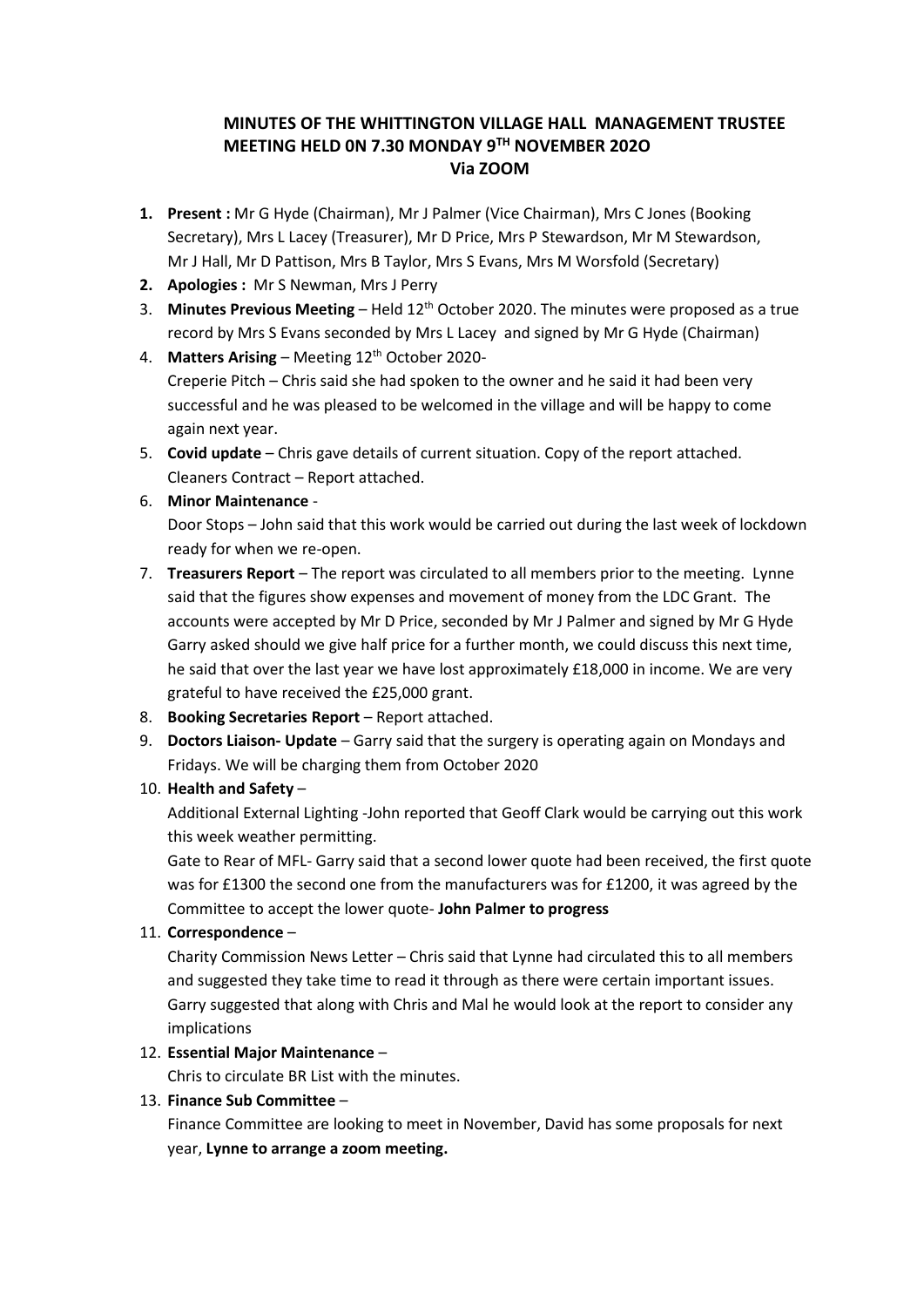# MINUTES OF THE WHITTINGTON VILLAGE HALL MANAGEMENT TRUSTEE MEETING HELD 0N 7.30 MONDAY 9TH NOVEMBER 202O
## Via ZOOM

1. **Present :** Mr G Hyde (Chairman), Mr J Palmer (Vice Chairman), Mrs C Jones (Booking Secretary), Mrs L Lacey (Treasurer), Mr D Price, Mrs P Stewardson, Mr M Stewardson, Mr J Hall, Mr D Pattison, Mrs B Taylor, Mrs S Evans, Mrs M Worsfold (Secretary)
2. **Apologies :** Mr S Newman, Mrs J Perry
3. **Minutes Previous Meeting** – Held 12th October 2020. The minutes were proposed as a true record by Mrs S Evans seconded by Mrs L Lacey and signed by Mr G Hyde (Chairman)
4. **Matters Arising** – Meeting 12th October 2020-
   Creperie Pitch – Chris said she had spoken to the owner and he said it had been very successful and he was pleased to be welcomed in the village and will be happy to come again next year.
5. **Covid update** – Chris gave details of current situation. Copy of the report attached.
   Cleaners Contract – Report attached.
6. **Minor Maintenance** -
   Door Stops – John said that this work would be carried out during the last week of lockdown ready for when we re-open.
7. **Treasurers Report** – The report was circulated to all members prior to the meeting. Lynne said that the figures show expenses and movement of money from the LDC Grant. The accounts were accepted by Mr D Price, seconded by Mr J Palmer and signed by Mr G Hyde
   Garry asked should we give half price for a further month, we could discuss this next time, he said that over the last year we have lost approximately £18,000 in income. We are very grateful to have received the £25,000 grant.
8. **Booking Secretaries Report** – Report attached.
9. **Doctors Liaison- Update** – Garry said that the surgery is operating again on Mondays and Fridays. We will be charging them from October 2020
10. **Health and Safety** –
    Additional External Lighting -John reported that Geoff Clark would be carrying out this work this week weather permitting.
    Gate to Rear of MFL- Garry said that a second lower quote had been received, the first quote was for £1300 the second one from the manufacturers was for £1200, it was agreed by the Committee to accept the lower quote- **John Palmer to progress**
11. **Correspondence** –
    Charity Commission News Letter – Chris said that Lynne had circulated this to all members and suggested they take time to read it through as there were certain important issues. Garry suggested that along with Chris and Mal he would look at the report to consider any implications
12. **Essential Major Maintenance** –
    Chris to circulate BR List with the minutes.
13. **Finance Sub Committee** –
    Finance Committee are looking to meet in November, David has some proposals for next year, **Lynne to arrange a zoom meeting.**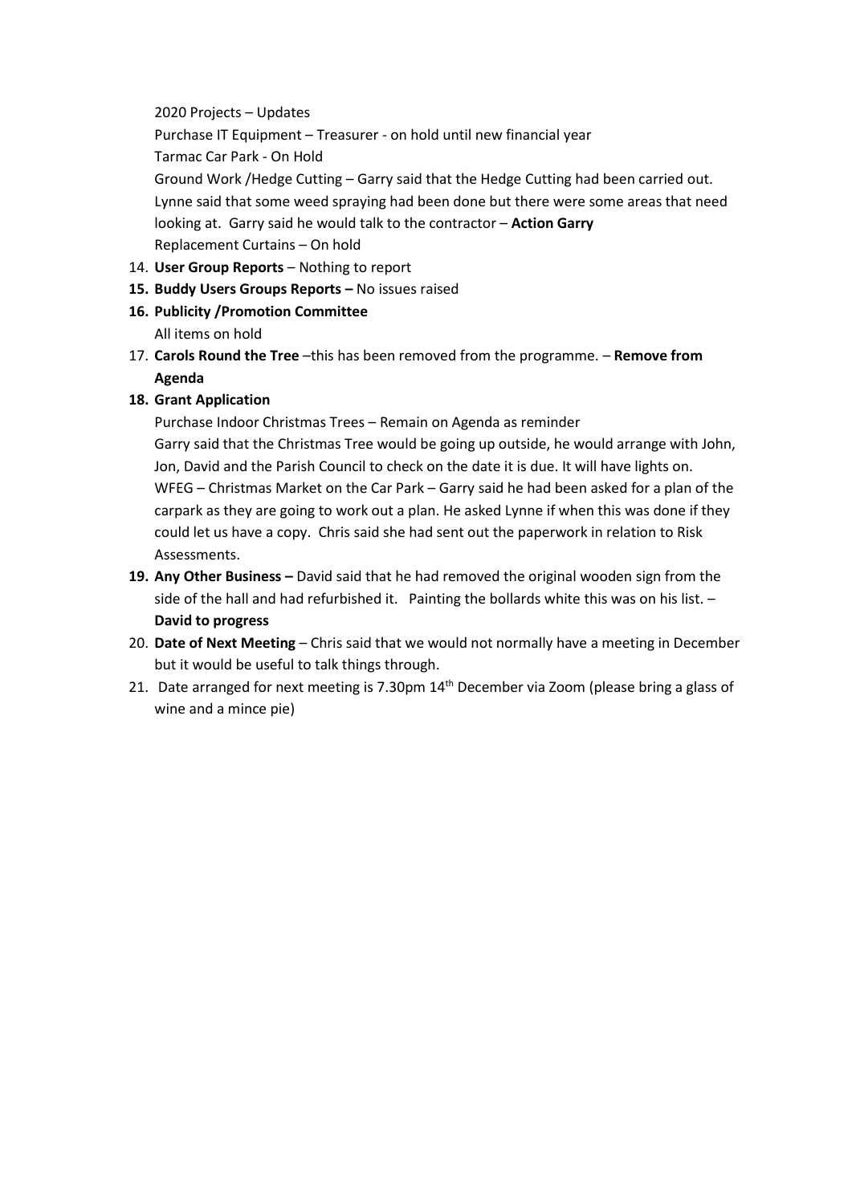2020 Projects – Updates

Purchase IT Equipment – Treasurer - on hold until new financial year

Tarmac Car Park - On Hold

Ground Work /Hedge Cutting – Garry said that the Hedge Cutting had been carried out. Lynne said that some weed spraying had been done but there were some areas that need looking at. Garry said he would talk to the contractor – **Action Garry**

Replacement Curtains – On hold

14. **User Group Reports** – Nothing to report
15. **Buddy Users Groups Reports –** No issues raised
16. **Publicity /Promotion Committee**

    All items on hold
17. **Carols Round the Tree** –this has been removed from the programme. – **Remove from Agenda**
18. **Grant Application**

    Purchase Indoor Christmas Trees – Remain on Agenda as reminder

    Garry said that the Christmas Tree would be going up outside, he would arrange with John, Jon, David and the Parish Council to check on the date it is due. It will have lights on.

    WFEG – Christmas Market on the Car Park – Garry said he had been asked for a plan of the carpark as they are going to work out a plan. He asked Lynne if when this was done if they could let us have a copy. Chris said she had sent out the paperwork in relation to Risk Assessments.
19. **Any Other Business –** David said that he had removed the original wooden sign from the side of the hall and had refurbished it. Painting the bollards white this was on his list. – **David to progress**
20. **Date of Next Meeting** – Chris said that we would not normally have a meeting in December but it would be useful to talk things through.
21. Date arranged for next meeting is 7.30pm 14th December via Zoom (please bring a glass of wine and a mince pie)